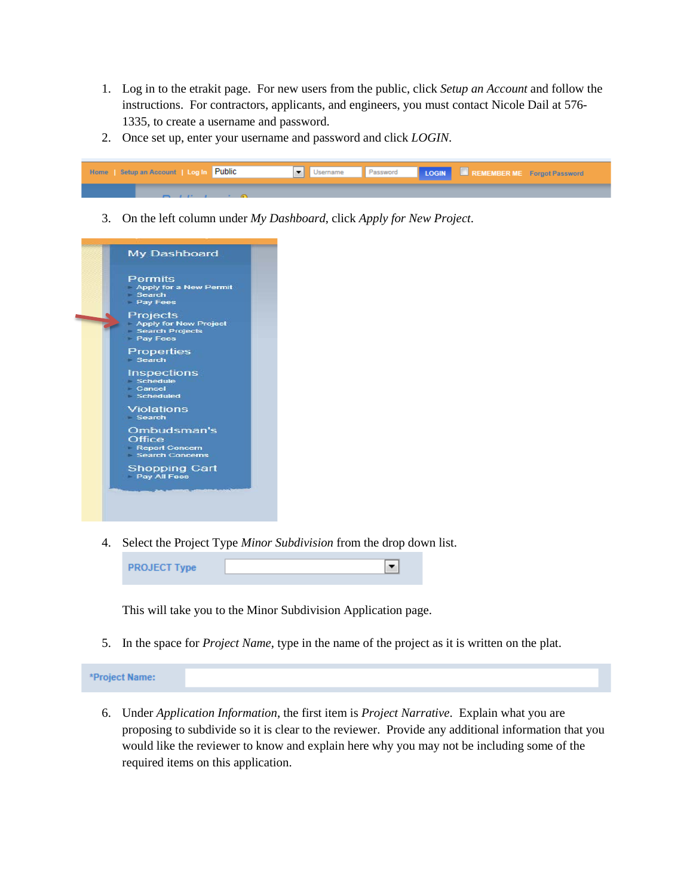1. Log in to the etrakit page. For new users from the public, click *Setup an Account* and follow the instructions. For contractors, applicants, and engineers, you must contact Nicole Dail at 576-1335, to create a username and password.
2. Once set up, enter your username and password and click *LOGIN*.

3. On the left column under *My Dashboard*, click *Apply for New Project*.

4. Select the Project Type *Minor Subdivision* from the drop down list.

   This will take you to the Minor Subdivision Application page.

5. In the space for *Project Name*, type in the name of the project as it is written on the plat.

6. Under *Application Information*, the first item is *Project Narrative*. Explain what you are proposing to subdivide so it is clear to the reviewer. Provide any additional information that you would like the reviewer to know and explain here why you may not be including some of the required items on this application.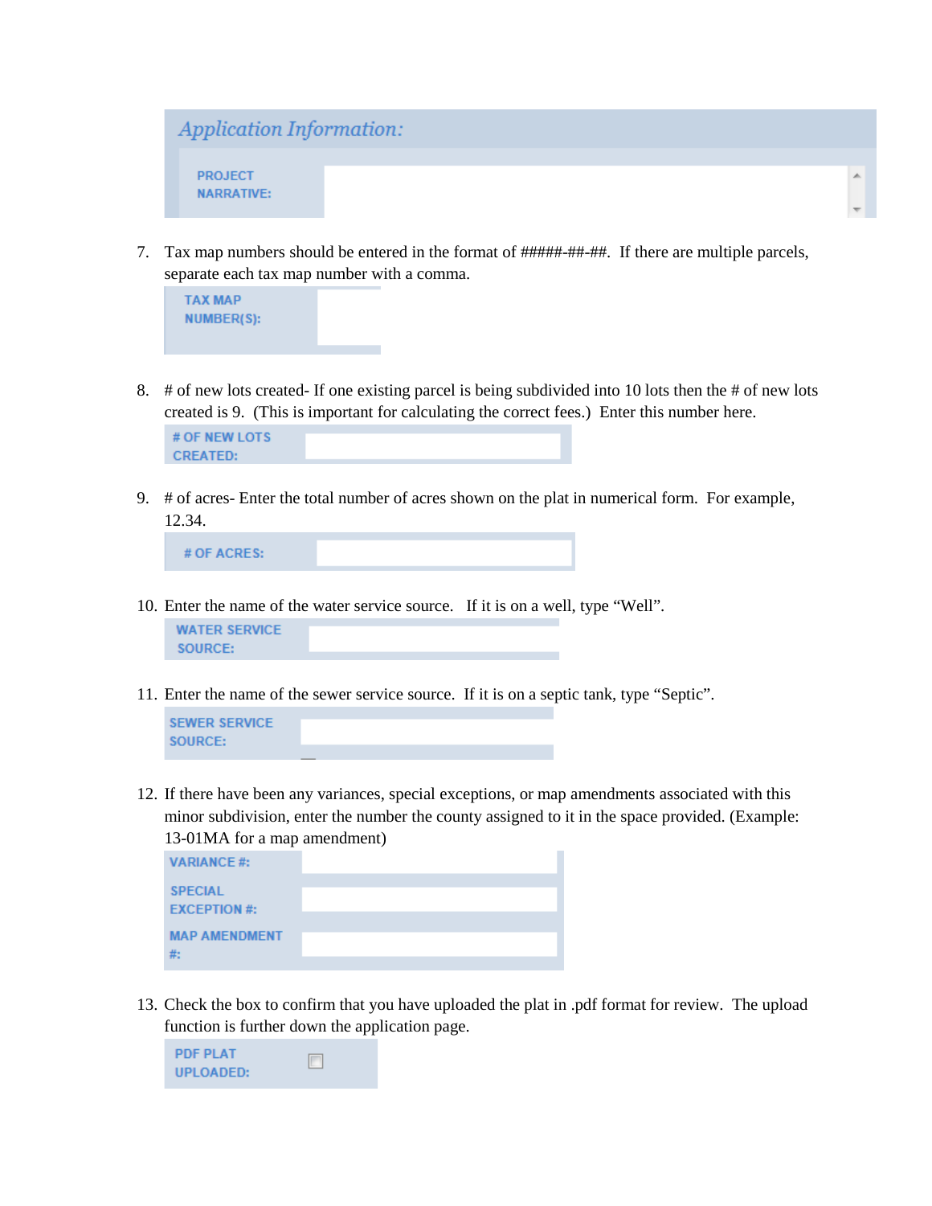## *Application Information:*

| PROJECT NARRATIVE: | |
|---|---|

7. Tax map numbers should be entered in the format of #####-##-##. If there are multiple parcels, separate each tax map number with a comma.

| TAX MAP NUMBER(S): | |
|---|---|

8. # of new lots created- If one existing parcel is being subdivided into 10 lots then the # of new lots created is 9. (This is important for calculating the correct fees.) Enter this number here.

| # OF NEW LOTS CREATED: | |
|---|---|

9. # of acres- Enter the total number of acres shown on the plat in numerical form. For example, 12.34.

| # OF ACRES: | |
|---|---|

10. Enter the name of the water service source. If it is on a well, type "Well".

| WATER SERVICE SOURCE: | |
|---|---|

11. Enter the name of the sewer service source. If it is on a septic tank, type "Septic".

| SEWER SERVICE SOURCE: | |
|---|---|

12. If there have been any variances, special exceptions, or map amendments associated with this minor subdivision, enter the number the county assigned to it in the space provided. (Example: 13-01MA for a map amendment)

| VARIANCE #: | |
|---|---|
| SPECIAL EXCEPTION #: | |
| MAP AMENDMENT #: | |

13. Check the box to confirm that you have uploaded the plat in .pdf format for review. The upload function is further down the application page.

| PDF PLAT UPLOADED: | ☐ |
|---|---|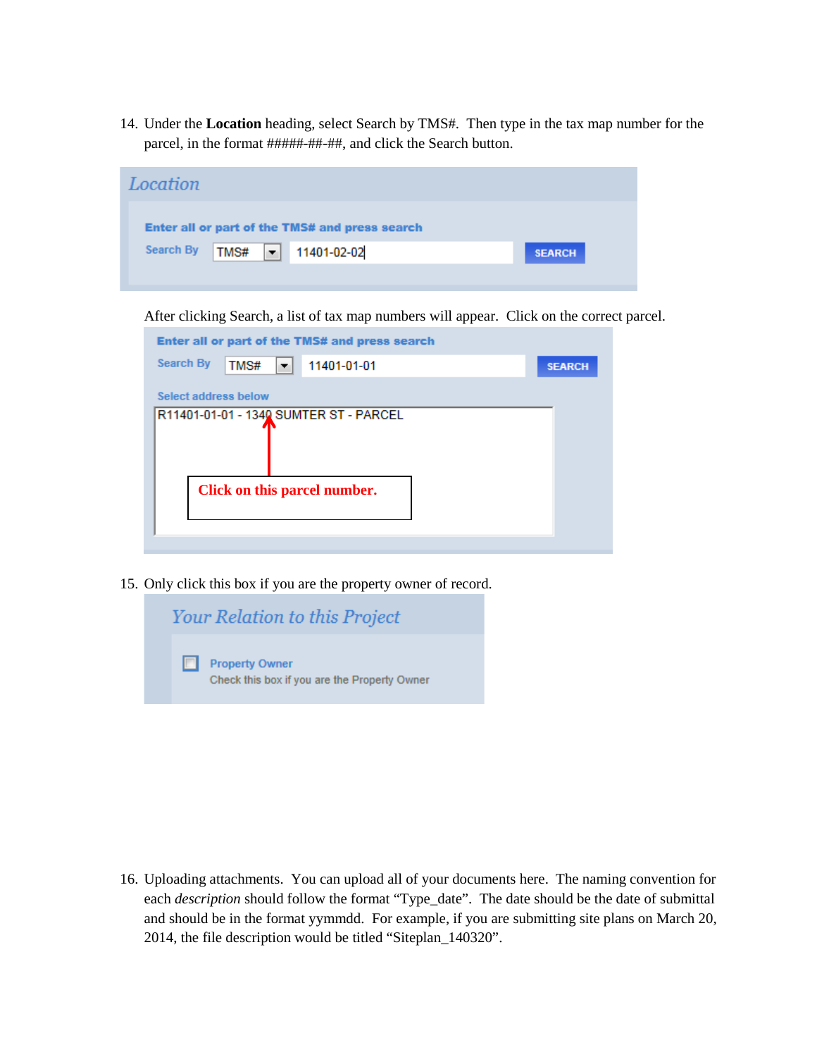14. Under the **Location** heading, select Search by TMS#. Then type in the tax map number for the parcel, in the format #####-##-##, and click the Search button.

    After clicking Search, a list of tax map numbers will appear. Click on the correct parcel.

15. Only click this box if you are the property owner of record.

16. Uploading attachments. You can upload all of your documents here. The naming convention for each *description* should follow the format "Type_date". The date should be the date of submittal and should be in the format yymmdd. For example, if you are submitting site plans on March 20, 2014, the file description would be titled "Siteplan_140320".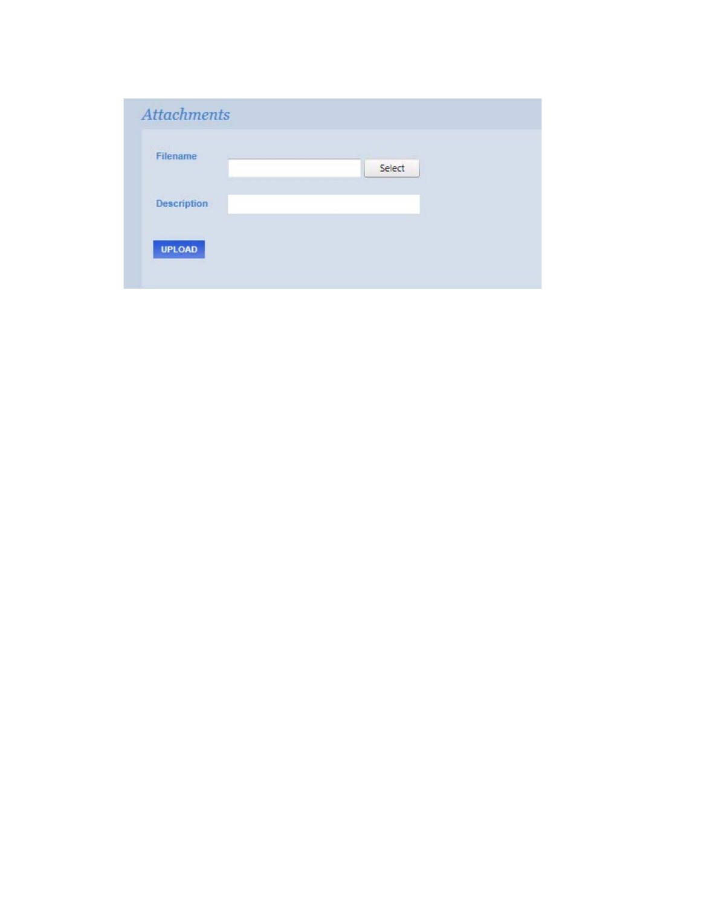## Attachments

Filename

Select

Description

UPLOAD